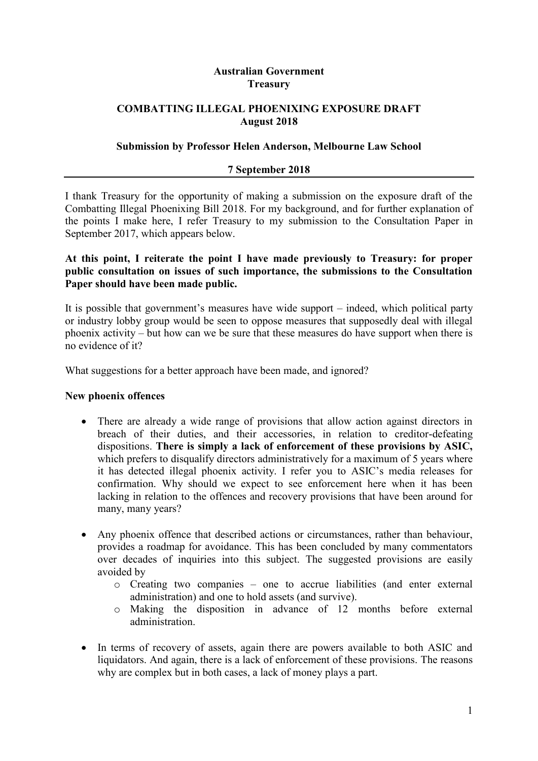**Australian Government**
**Treasury**

**COMBATTING ILLEGAL PHOENIXING EXPOSURE DRAFT**
**August 2018**

**Submission by Professor Helen Anderson, Melbourne Law School**

**7 September 2018**

---

I thank Treasury for the opportunity of making a submission on the exposure draft of the Combatting Illegal Phoenixing Bill 2018. For my background, and for further explanation of the points I make here, I refer Treasury to my submission to the Consultation Paper in September 2017, which appears below.

**At this point, I reiterate the point I have made previously to Treasury: for proper public consultation on issues of such importance, the submissions to the Consultation Paper should have been made public.**

It is possible that government's measures have wide support – indeed, which political party or industry lobby group would be seen to oppose measures that supposedly deal with illegal phoenix activity – but how can we be sure that these measures do have support when there is no evidence of it?

What suggestions for a better approach have been made, and ignored?

**New phoenix offences**

- There are already a wide range of provisions that allow action against directors in breach of their duties, and their accessories, in relation to creditor-defeating dispositions. **There is simply a lack of enforcement of these provisions by ASIC,** which prefers to disqualify directors administratively for a maximum of 5 years where it has detected illegal phoenix activity. I refer you to ASIC's media releases for confirmation. Why should we expect to see enforcement here when it has been lacking in relation to the offences and recovery provisions that have been around for many, many years?

- Any phoenix offence that described actions or circumstances, rather than behaviour, provides a roadmap for avoidance. This has been concluded by many commentators over decades of inquiries into this subject. The suggested provisions are easily avoided by
  - Creating two companies – one to accrue liabilities (and enter external administration) and one to hold assets (and survive).
  - Making the disposition in advance of 12 months before external administration.

- In terms of recovery of assets, again there are powers available to both ASIC and liquidators. And again, there is a lack of enforcement of these provisions. The reasons why are complex but in both cases, a lack of money plays a part.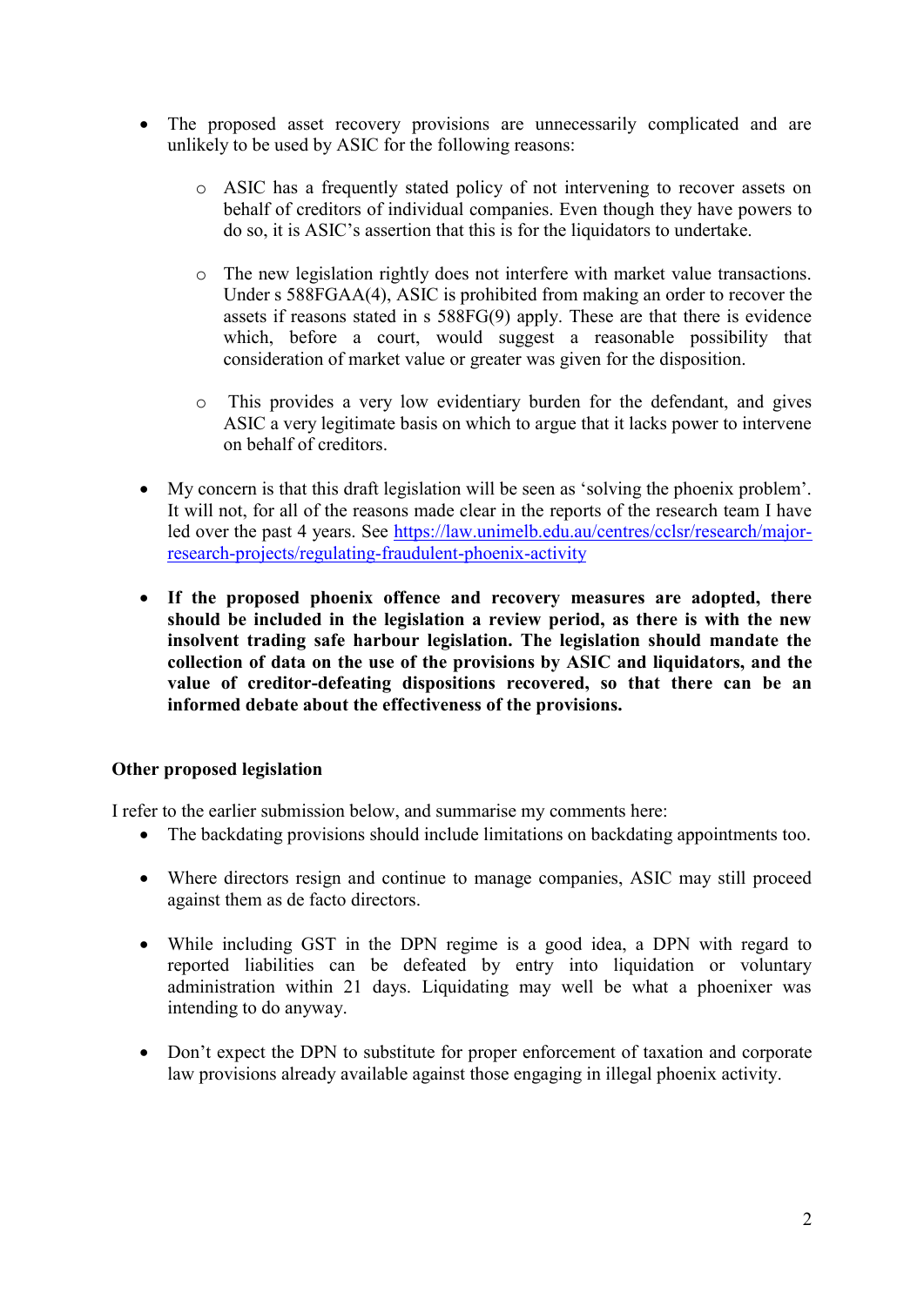- The proposed asset recovery provisions are unnecessarily complicated and are unlikely to be used by ASIC for the following reasons:
  - ASIC has a frequently stated policy of not intervening to recover assets on behalf of creditors of individual companies. Even though they have powers to do so, it is ASIC's assertion that this is for the liquidators to undertake.
  - The new legislation rightly does not interfere with market value transactions. Under s 588FGAA(4), ASIC is prohibited from making an order to recover the assets if reasons stated in s 588FG(9) apply. These are that there is evidence which, before a court, would suggest a reasonable possibility that consideration of market value or greater was given for the disposition.
  - This provides a very low evidentiary burden for the defendant, and gives ASIC a very legitimate basis on which to argue that it lacks power to intervene on behalf of creditors.
- My concern is that this draft legislation will be seen as 'solving the phoenix problem'. It will not, for all of the reasons made clear in the reports of the research team I have led over the past 4 years. See [https://law.unimelb.edu.au/centres/cclsr/research/major-research-projects/regulating-fraudulent-phoenix-activity](https://law.unimelb.edu.au/centres/cclsr/research/major-research-projects/regulating-fraudulent-phoenix-activity)
- **If the proposed phoenix offence and recovery measures are adopted, there should be included in the legislation a review period, as there is with the new insolvent trading safe harbour legislation. The legislation should mandate the collection of data on the use of the provisions by ASIC and liquidators, and the value of creditor-defeating dispositions recovered, so that there can be an informed debate about the effectiveness of the provisions.**

**Other proposed legislation**

I refer to the earlier submission below, and summarise my comments here:

- The backdating provisions should include limitations on backdating appointments too.
- Where directors resign and continue to manage companies, ASIC may still proceed against them as de facto directors.
- While including GST in the DPN regime is a good idea, a DPN with regard to reported liabilities can be defeated by entry into liquidation or voluntary administration within 21 days. Liquidating may well be what a phoenixer was intending to do anyway.
- Don't expect the DPN to substitute for proper enforcement of taxation and corporate law provisions already available against those engaging in illegal phoenix activity.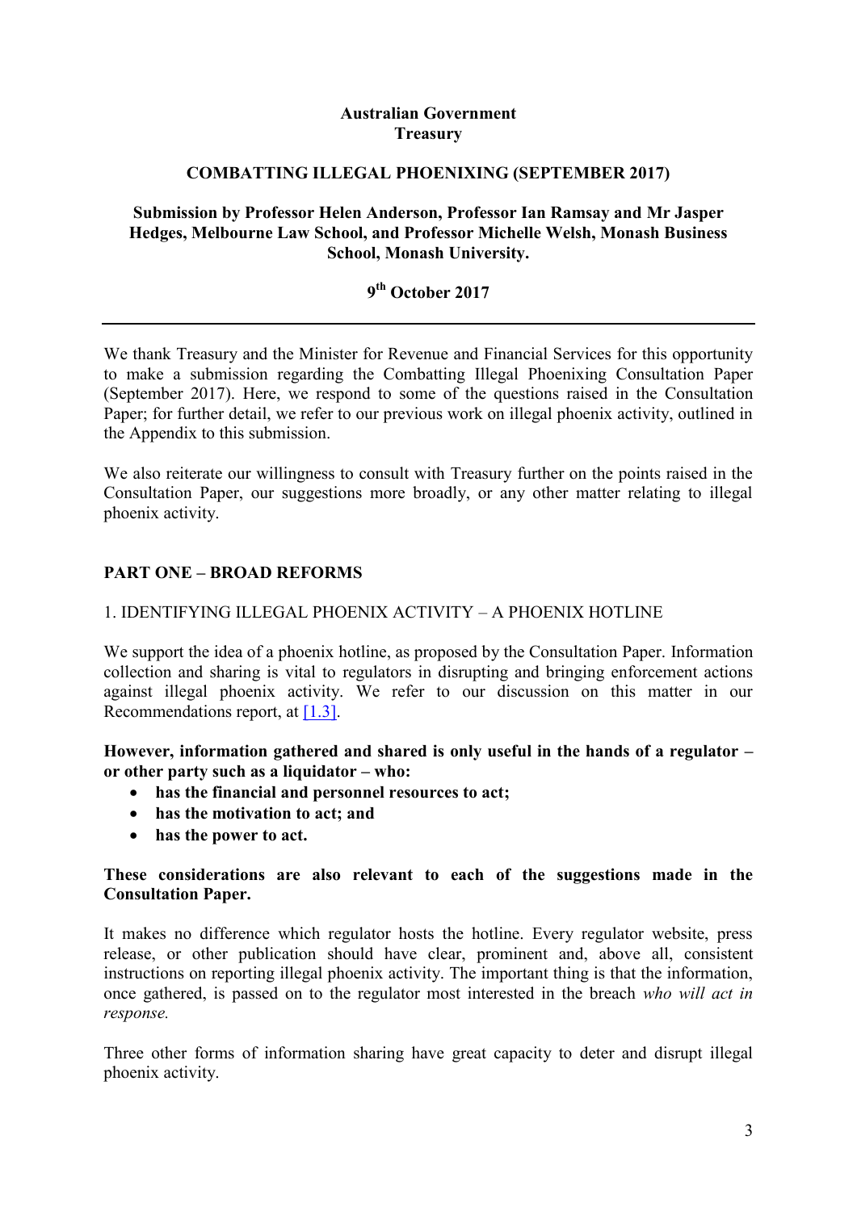**Australian Government**
**Treasury**

**COMBATTING ILLEGAL PHOENIXING (SEPTEMBER 2017)**

**Submission by Professor Helen Anderson, Professor Ian Ramsay and Mr Jasper Hedges, Melbourne Law School, and Professor Michelle Welsh, Monash Business School, Monash University.**

**9th October 2017**

---

We thank Treasury and the Minister for Revenue and Financial Services for this opportunity to make a submission regarding the Combatting Illegal Phoenixing Consultation Paper (September 2017). Here, we respond to some of the questions raised in the Consultation Paper; for further detail, we refer to our previous work on illegal phoenix activity, outlined in the Appendix to this submission.

We also reiterate our willingness to consult with Treasury further on the points raised in the Consultation Paper, our suggestions more broadly, or any other matter relating to illegal phoenix activity.

## PART ONE – BROAD REFORMS

### 1. IDENTIFYING ILLEGAL PHOENIX ACTIVITY – A PHOENIX HOTLINE

We support the idea of a phoenix hotline, as proposed by the Consultation Paper. Information collection and sharing is vital to regulators in disrupting and bringing enforcement actions against illegal phoenix activity. We refer to our discussion on this matter in our Recommendations report, at [1.3].

**However, information gathered and shared is only useful in the hands of a regulator – or other party such as a liquidator – who:**

- **has the financial and personnel resources to act;**
- **has the motivation to act; and**
- **has the power to act.**

**These considerations are also relevant to each of the suggestions made in the Consultation Paper.**

It makes no difference which regulator hosts the hotline. Every regulator website, press release, or other publication should have clear, prominent and, above all, consistent instructions on reporting illegal phoenix activity. The important thing is that the information, once gathered, is passed on to the regulator most interested in the breach *who will act in response.*

Three other forms of information sharing have great capacity to deter and disrupt illegal phoenix activity.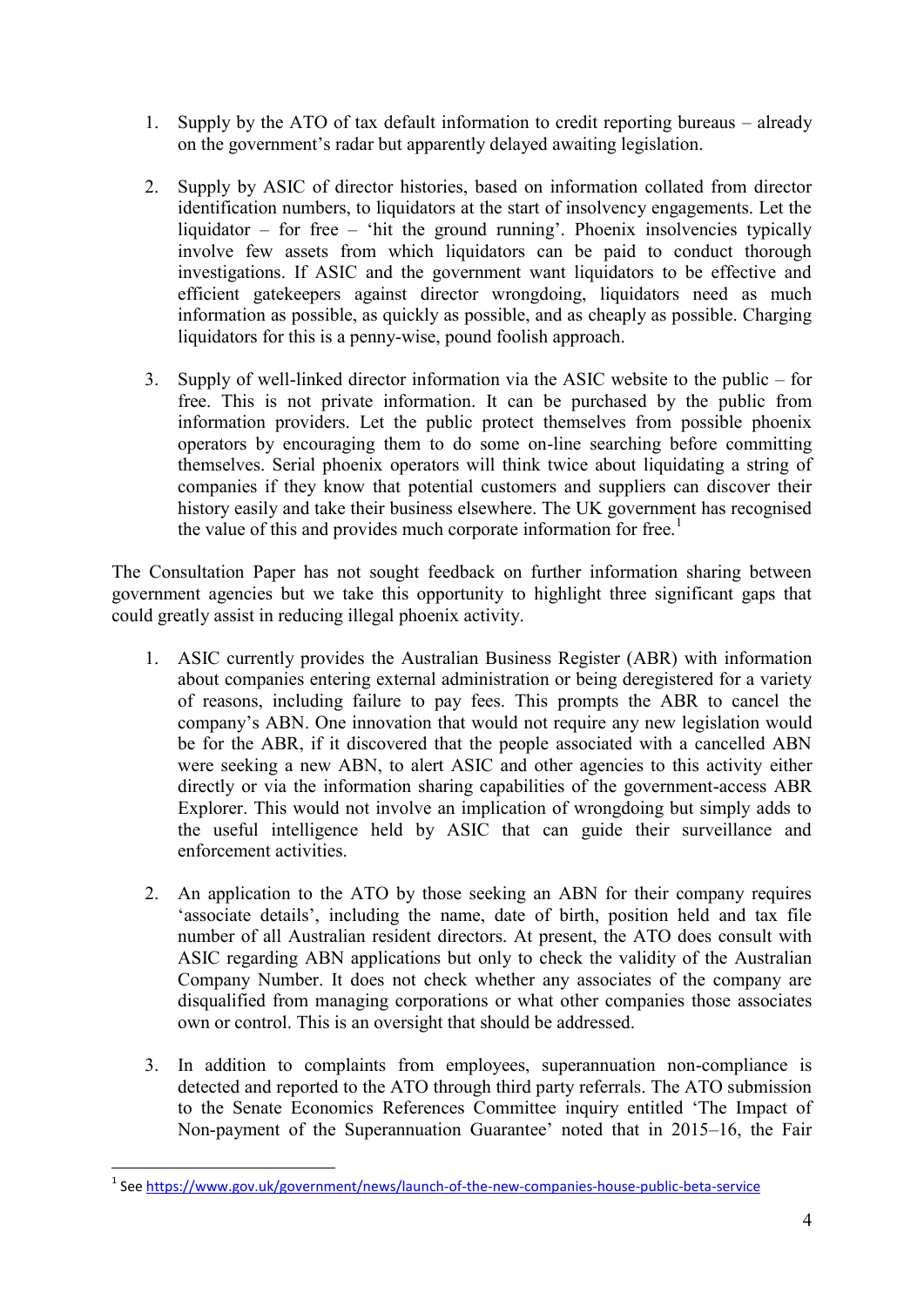1. Supply by the ATO of tax default information to credit reporting bureaus – already on the government's radar but apparently delayed awaiting legislation.

2. Supply by ASIC of director histories, based on information collated from director identification numbers, to liquidators at the start of insolvency engagements. Let the liquidator – for free – 'hit the ground running'. Phoenix insolvencies typically involve few assets from which liquidators can be paid to conduct thorough investigations. If ASIC and the government want liquidators to be effective and efficient gatekeepers against director wrongdoing, liquidators need as much information as possible, as quickly as possible, and as cheaply as possible. Charging liquidators for this is a penny-wise, pound foolish approach.

3. Supply of well-linked director information via the ASIC website to the public – for free. This is not private information. It can be purchased by the public from information providers. Let the public protect themselves from possible phoenix operators by encouraging them to do some on-line searching before committing themselves. Serial phoenix operators will think twice about liquidating a string of companies if they know that potential customers and suppliers can discover their history easily and take their business elsewhere. The UK government has recognised the value of this and provides much corporate information for free.[1]

The Consultation Paper has not sought feedback on further information sharing between government agencies but we take this opportunity to highlight three significant gaps that could greatly assist in reducing illegal phoenix activity.

1. ASIC currently provides the Australian Business Register (ABR) with information about companies entering external administration or being deregistered for a variety of reasons, including failure to pay fees. This prompts the ABR to cancel the company's ABN. One innovation that would not require any new legislation would be for the ABR, if it discovered that the people associated with a cancelled ABN were seeking a new ABN, to alert ASIC and other agencies to this activity either directly or via the information sharing capabilities of the government-access ABR Explorer. This would not involve an implication of wrongdoing but simply adds to the useful intelligence held by ASIC that can guide their surveillance and enforcement activities.

2. An application to the ATO by those seeking an ABN for their company requires 'associate details', including the name, date of birth, position held and tax file number of all Australian resident directors. At present, the ATO does consult with ASIC regarding ABN applications but only to check the validity of the Australian Company Number. It does not check whether any associates of the company are disqualified from managing corporations or what other companies those associates own or control. This is an oversight that should be addressed.

3. In addition to complaints from employees, superannuation non-compliance is detected and reported to the ATO through third party referrals. The ATO submission to the Senate Economics References Committee inquiry entitled 'The Impact of Non-payment of the Superannuation Guarantee' noted that in 2015–16, the Fair

[1] See https://www.gov.uk/government/news/launch-of-the-new-companies-house-public-beta-service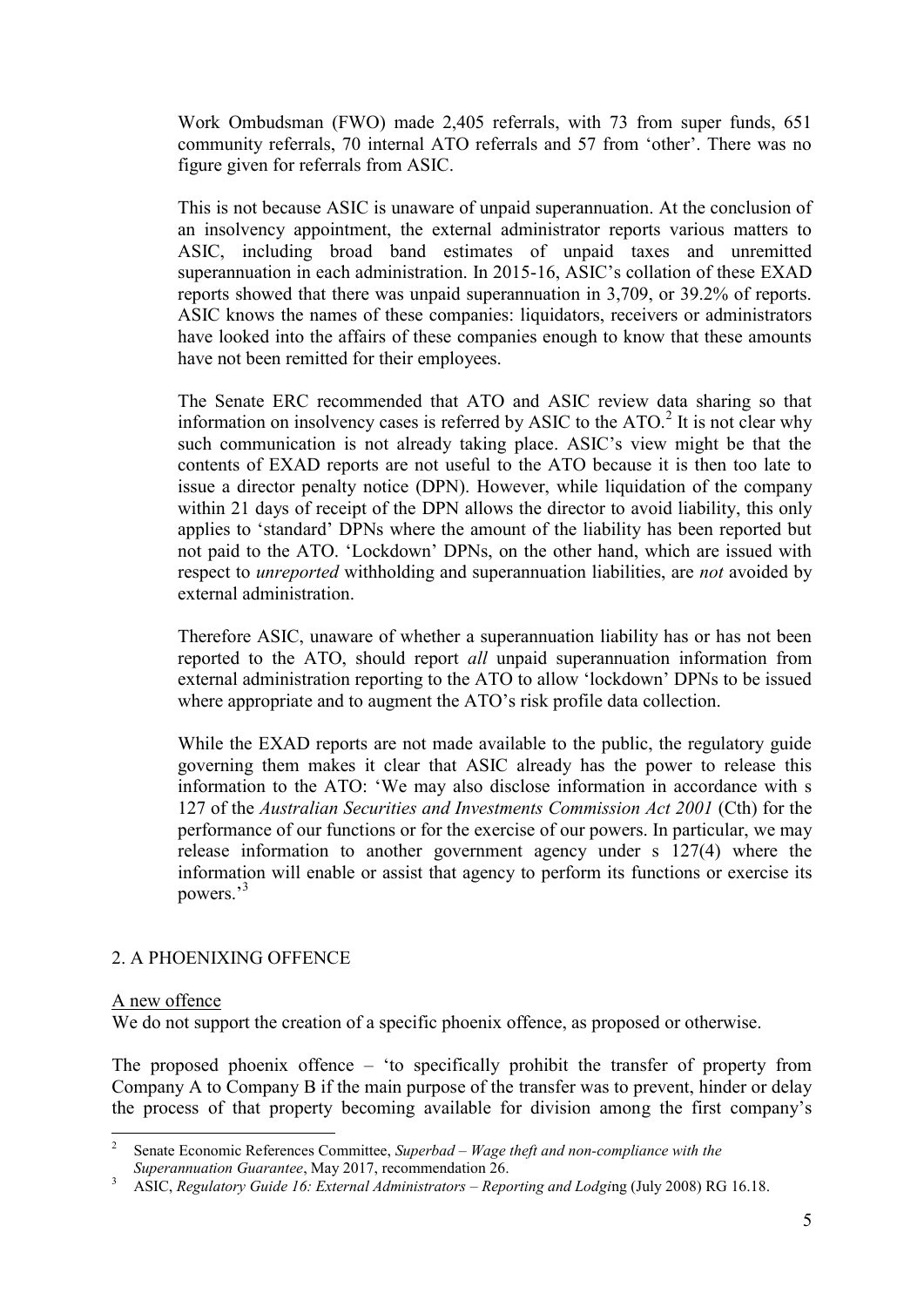Work Ombudsman (FWO) made 2,405 referrals, with 73 from super funds, 651 community referrals, 70 internal ATO referrals and 57 from 'other'. There was no figure given for referrals from ASIC.

This is not because ASIC is unaware of unpaid superannuation. At the conclusion of an insolvency appointment, the external administrator reports various matters to ASIC, including broad band estimates of unpaid taxes and unremitted superannuation in each administration. In 2015-16, ASIC's collation of these EXAD reports showed that there was unpaid superannuation in 3,709, or 39.2% of reports. ASIC knows the names of these companies: liquidators, receivers or administrators have looked into the affairs of these companies enough to know that these amounts have not been remitted for their employees.

The Senate ERC recommended that ATO and ASIC review data sharing so that information on insolvency cases is referred by ASIC to the ATO.[2] It is not clear why such communication is not already taking place. ASIC's view might be that the contents of EXAD reports are not useful to the ATO because it is then too late to issue a director penalty notice (DPN). However, while liquidation of the company within 21 days of receipt of the DPN allows the director to avoid liability, this only applies to 'standard' DPNs where the amount of the liability has been reported but not paid to the ATO. 'Lockdown' DPNs, on the other hand, which are issued with respect to *unreported* withholding and superannuation liabilities, are *not* avoided by external administration.

Therefore ASIC, unaware of whether a superannuation liability has or has not been reported to the ATO, should report *all* unpaid superannuation information from external administration reporting to the ATO to allow 'lockdown' DPNs to be issued where appropriate and to augment the ATO's risk profile data collection.

While the EXAD reports are not made available to the public, the regulatory guide governing them makes it clear that ASIC already has the power to release this information to the ATO: 'We may also disclose information in accordance with s 127 of the *Australian Securities and Investments Commission Act 2001* (Cth) for the performance of our functions or for the exercise of our powers. In particular, we may release information to another government agency under s 127(4) where the information will enable or assist that agency to perform its functions or exercise its powers.'[3]

## 2. A PHOENIXING OFFENCE

### A new offence

We do not support the creation of a specific phoenix offence, as proposed or otherwise.

The proposed phoenix offence – 'to specifically prohibit the transfer of property from Company A to Company B if the main purpose of the transfer was to prevent, hinder or delay the process of that property becoming available for division among the first company's

---

[2] Senate Economic References Committee, *Superbad – Wage theft and non-compliance with the Superannuation Guarantee*, May 2017, recommendation 26.

[3] ASIC, *Regulatory Guide 16: External Administrators – Reporting and Lodging* (July 2008) RG 16.18.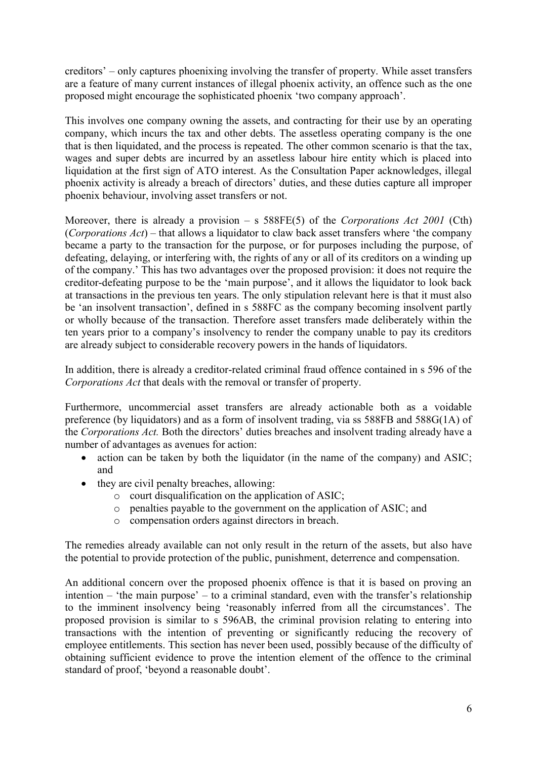creditors' – only captures phoenixing involving the transfer of property. While asset transfers are a feature of many current instances of illegal phoenix activity, an offence such as the one proposed might encourage the sophisticated phoenix 'two company approach'.

This involves one company owning the assets, and contracting for their use by an operating company, which incurs the tax and other debts. The assetless operating company is the one that is then liquidated, and the process is repeated. The other common scenario is that the tax, wages and super debts are incurred by an assetless labour hire entity which is placed into liquidation at the first sign of ATO interest. As the Consultation Paper acknowledges, illegal phoenix activity is already a breach of directors' duties, and these duties capture all improper phoenix behaviour, involving asset transfers or not.

Moreover, there is already a provision – s 588FE(5) of the *Corporations Act 2001* (Cth) (*Corporations Act*) – that allows a liquidator to claw back asset transfers where 'the company became a party to the transaction for the purpose, or for purposes including the purpose, of defeating, delaying, or interfering with, the rights of any or all of its creditors on a winding up of the company.' This has two advantages over the proposed provision: it does not require the creditor-defeating purpose to be the 'main purpose', and it allows the liquidator to look back at transactions in the previous ten years. The only stipulation relevant here is that it must also be 'an insolvent transaction', defined in s 588FC as the company becoming insolvent partly or wholly because of the transaction. Therefore asset transfers made deliberately within the ten years prior to a company's insolvency to render the company unable to pay its creditors are already subject to considerable recovery powers in the hands of liquidators.

In addition, there is already a creditor-related criminal fraud offence contained in s 596 of the *Corporations Act* that deals with the removal or transfer of property.

Furthermore, uncommercial asset transfers are already actionable both as a voidable preference (by liquidators) and as a form of insolvent trading, via ss 588FB and 588G(1A) of the *Corporations Act.* Both the directors' duties breaches and insolvent trading already have a number of advantages as avenues for action:

- action can be taken by both the liquidator (in the name of the company) and ASIC; and
- they are civil penalty breaches, allowing:
  - court disqualification on the application of ASIC;
  - penalties payable to the government on the application of ASIC; and
  - compensation orders against directors in breach.

The remedies already available can not only result in the return of the assets, but also have the potential to provide protection of the public, punishment, deterrence and compensation.

An additional concern over the proposed phoenix offence is that it is based on proving an intention – 'the main purpose' – to a criminal standard, even with the transfer's relationship to the imminent insolvency being 'reasonably inferred from all the circumstances'. The proposed provision is similar to s 596AB, the criminal provision relating to entering into transactions with the intention of preventing or significantly reducing the recovery of employee entitlements. This section has never been used, possibly because of the difficulty of obtaining sufficient evidence to prove the intention element of the offence to the criminal standard of proof, 'beyond a reasonable doubt'.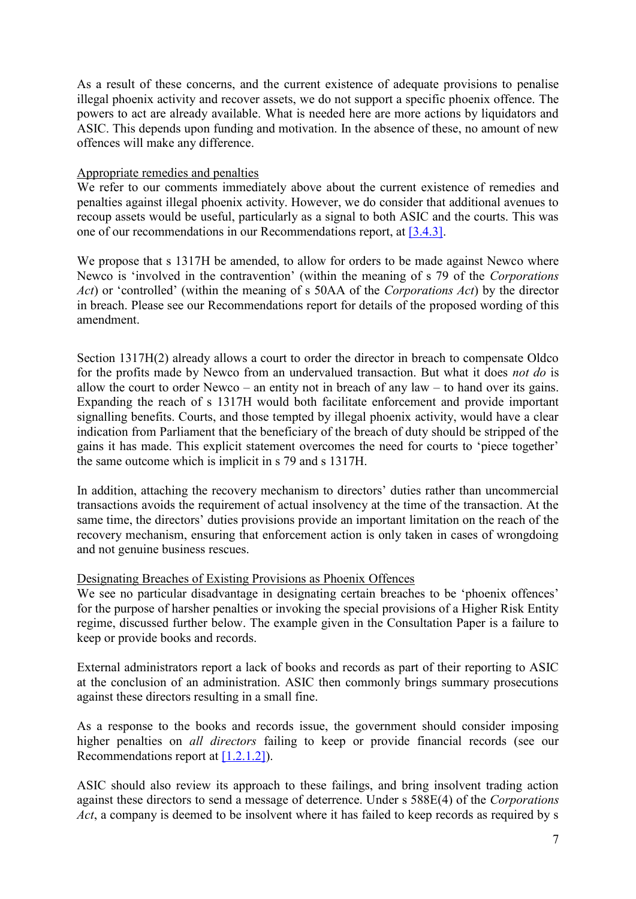As a result of these concerns, and the current existence of adequate provisions to penalise illegal phoenix activity and recover assets, we do not support a specific phoenix offence. The powers to act are already available. What is needed here are more actions by liquidators and ASIC. This depends upon funding and motivation. In the absence of these, no amount of new offences will make any difference.

<u>Appropriate remedies and penalties</u>

We refer to our comments immediately above about the current existence of remedies and penalties against illegal phoenix activity. However, we do consider that additional avenues to recoup assets would be useful, particularly as a signal to both ASIC and the courts. This was one of our recommendations in our Recommendations report, at [3.4.3].

We propose that s 1317H be amended, to allow for orders to be made against Newco where Newco is 'involved in the contravention' (within the meaning of s 79 of the *Corporations Act*) or 'controlled' (within the meaning of s 50AA of the *Corporations Act*) by the director in breach. Please see our Recommendations report for details of the proposed wording of this amendment.

Section 1317H(2) already allows a court to order the director in breach to compensate Oldco for the profits made by Newco from an undervalued transaction. But what it does *not do* is allow the court to order Newco – an entity not in breach of any law – to hand over its gains. Expanding the reach of s 1317H would both facilitate enforcement and provide important signalling benefits. Courts, and those tempted by illegal phoenix activity, would have a clear indication from Parliament that the beneficiary of the breach of duty should be stripped of the gains it has made. This explicit statement overcomes the need for courts to 'piece together' the same outcome which is implicit in s 79 and s 1317H.

In addition, attaching the recovery mechanism to directors' duties rather than uncommercial transactions avoids the requirement of actual insolvency at the time of the transaction. At the same time, the directors' duties provisions provide an important limitation on the reach of the recovery mechanism, ensuring that enforcement action is only taken in cases of wrongdoing and not genuine business rescues.

<u>Designating Breaches of Existing Provisions as Phoenix Offences</u>

We see no particular disadvantage in designating certain breaches to be 'phoenix offences' for the purpose of harsher penalties or invoking the special provisions of a Higher Risk Entity regime, discussed further below. The example given in the Consultation Paper is a failure to keep or provide books and records.

External administrators report a lack of books and records as part of their reporting to ASIC at the conclusion of an administration. ASIC then commonly brings summary prosecutions against these directors resulting in a small fine.

As a response to the books and records issue, the government should consider imposing higher penalties on *all directors* failing to keep or provide financial records (see our Recommendations report at [1.2.1.2]).

ASIC should also review its approach to these failings, and bring insolvent trading action against these directors to send a message of deterrence. Under s 588E(4) of the *Corporations Act*, a company is deemed to be insolvent where it has failed to keep records as required by s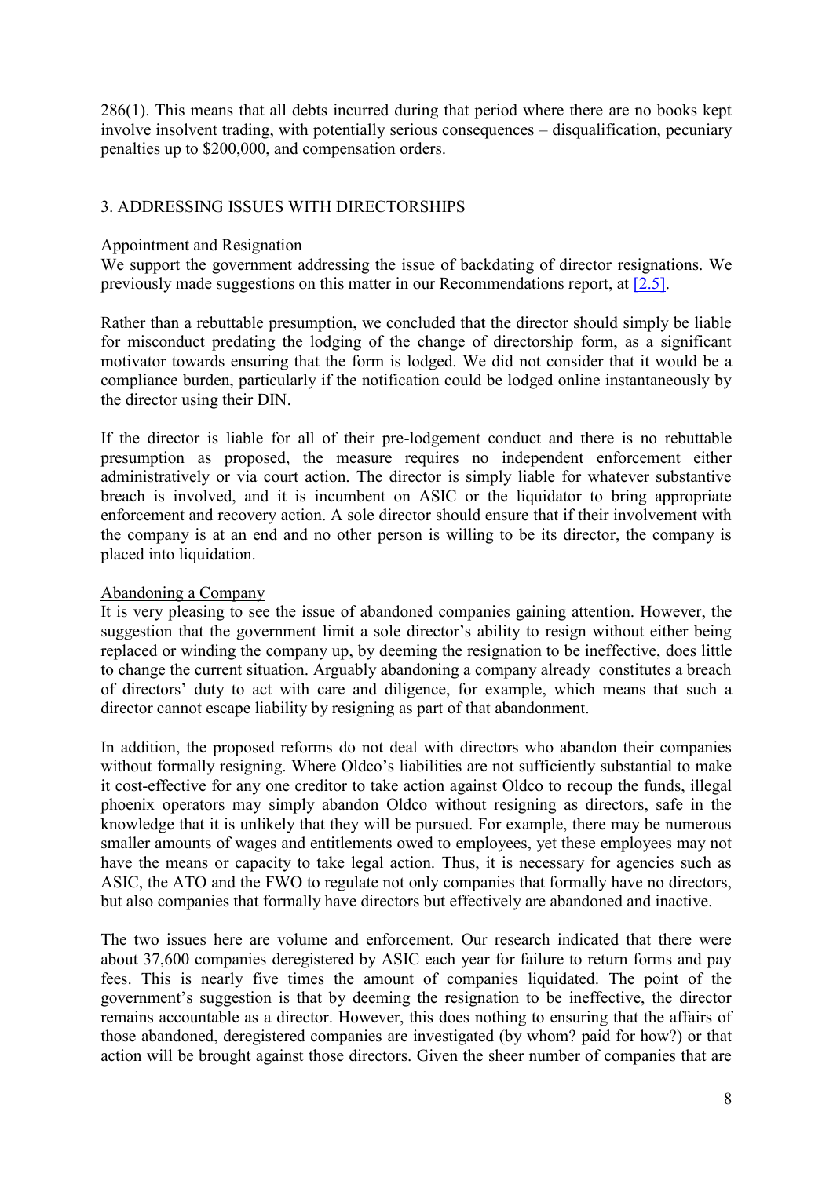286(1). This means that all debts incurred during that period where there are no books kept involve insolvent trading, with potentially serious consequences – disqualification, pecuniary penalties up to $200,000, and compensation orders.

## 3. ADDRESSING ISSUES WITH DIRECTORSHIPS

### Appointment and Resignation

We support the government addressing the issue of backdating of director resignations. We previously made suggestions on this matter in our Recommendations report, at [2.5].

Rather than a rebuttable presumption, we concluded that the director should simply be liable for misconduct predating the lodging of the change of directorship form, as a significant motivator towards ensuring that the form is lodged. We did not consider that it would be a compliance burden, particularly if the notification could be lodged online instantaneously by the director using their DIN.

If the director is liable for all of their pre-lodgement conduct and there is no rebuttable presumption as proposed, the measure requires no independent enforcement either administratively or via court action. The director is simply liable for whatever substantive breach is involved, and it is incumbent on ASIC or the liquidator to bring appropriate enforcement and recovery action. A sole director should ensure that if their involvement with the company is at an end and no other person is willing to be its director, the company is placed into liquidation.

### Abandoning a Company

It is very pleasing to see the issue of abandoned companies gaining attention. However, the suggestion that the government limit a sole director's ability to resign without either being replaced or winding the company up, by deeming the resignation to be ineffective, does little to change the current situation. Arguably abandoning a company already constitutes a breach of directors' duty to act with care and diligence, for example, which means that such a director cannot escape liability by resigning as part of that abandonment.

In addition, the proposed reforms do not deal with directors who abandon their companies without formally resigning. Where Oldco's liabilities are not sufficiently substantial to make it cost-effective for any one creditor to take action against Oldco to recoup the funds, illegal phoenix operators may simply abandon Oldco without resigning as directors, safe in the knowledge that it is unlikely that they will be pursued. For example, there may be numerous smaller amounts of wages and entitlements owed to employees, yet these employees may not have the means or capacity to take legal action. Thus, it is necessary for agencies such as ASIC, the ATO and the FWO to regulate not only companies that formally have no directors, but also companies that formally have directors but effectively are abandoned and inactive.

The two issues here are volume and enforcement. Our research indicated that there were about 37,600 companies deregistered by ASIC each year for failure to return forms and pay fees. This is nearly five times the amount of companies liquidated. The point of the government's suggestion is that by deeming the resignation to be ineffective, the director remains accountable as a director. However, this does nothing to ensuring that the affairs of those abandoned, deregistered companies are investigated (by whom? paid for how?) or that action will be brought against those directors. Given the sheer number of companies that are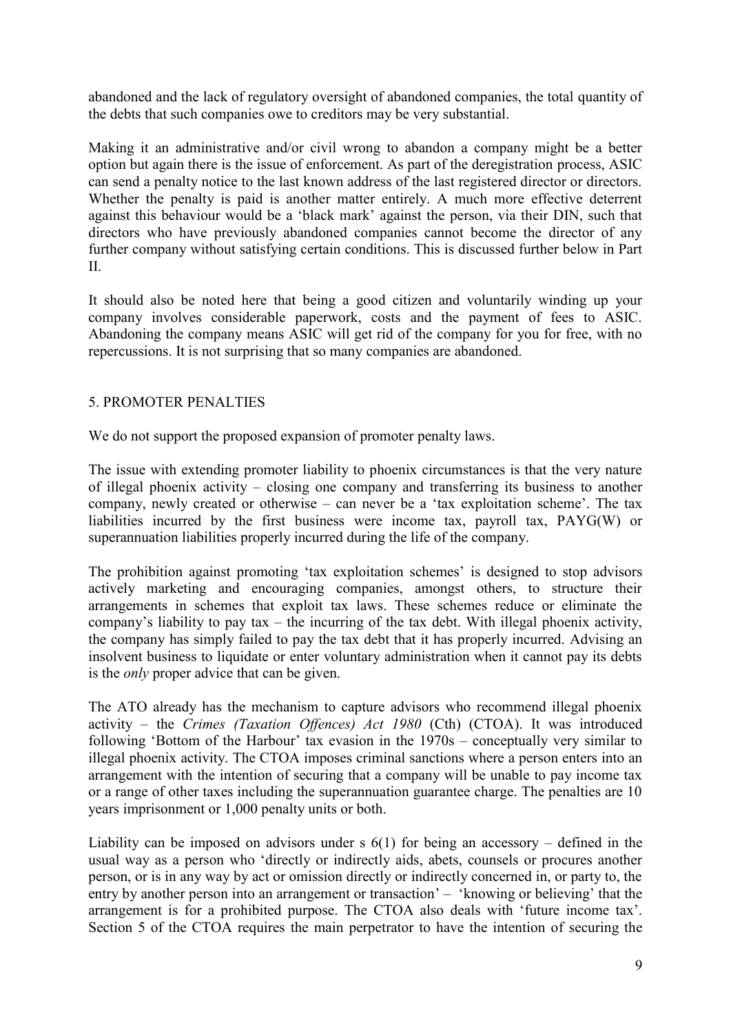abandoned and the lack of regulatory oversight of abandoned companies, the total quantity of the debts that such companies owe to creditors may be very substantial.

Making it an administrative and/or civil wrong to abandon a company might be a better option but again there is the issue of enforcement. As part of the deregistration process, ASIC can send a penalty notice to the last known address of the last registered director or directors. Whether the penalty is paid is another matter entirely. A much more effective deterrent against this behaviour would be a 'black mark' against the person, via their DIN, such that directors who have previously abandoned companies cannot become the director of any further company without satisfying certain conditions. This is discussed further below in Part II.

It should also be noted here that being a good citizen and voluntarily winding up your company involves considerable paperwork, costs and the payment of fees to ASIC. Abandoning the company means ASIC will get rid of the company for you for free, with no repercussions. It is not surprising that so many companies are abandoned.

## 5. PROMOTER PENALTIES

We do not support the proposed expansion of promoter penalty laws.

The issue with extending promoter liability to phoenix circumstances is that the very nature of illegal phoenix activity – closing one company and transferring its business to another company, newly created or otherwise – can never be a 'tax exploitation scheme'. The tax liabilities incurred by the first business were income tax, payroll tax, PAYG(W) or superannuation liabilities properly incurred during the life of the company.

The prohibition against promoting 'tax exploitation schemes' is designed to stop advisors actively marketing and encouraging companies, amongst others, to structure their arrangements in schemes that exploit tax laws. These schemes reduce or eliminate the company's liability to pay tax – the incurring of the tax debt. With illegal phoenix activity, the company has simply failed to pay the tax debt that it has properly incurred. Advising an insolvent business to liquidate or enter voluntary administration when it cannot pay its debts is the *only* proper advice that can be given.

The ATO already has the mechanism to capture advisors who recommend illegal phoenix activity – the *Crimes (Taxation Offences) Act 1980* (Cth) (CTOA). It was introduced following 'Bottom of the Harbour' tax evasion in the 1970s – conceptually very similar to illegal phoenix activity. The CTOA imposes criminal sanctions where a person enters into an arrangement with the intention of securing that a company will be unable to pay income tax or a range of other taxes including the superannuation guarantee charge. The penalties are 10 years imprisonment or 1,000 penalty units or both.

Liability can be imposed on advisors under s 6(1) for being an accessory – defined in the usual way as a person who 'directly or indirectly aids, abets, counsels or procures another person, or is in any way by act or omission directly or indirectly concerned in, or party to, the entry by another person into an arrangement or transaction' – 'knowing or believing' that the arrangement is for a prohibited purpose. The CTOA also deals with 'future income tax'. Section 5 of the CTOA requires the main perpetrator to have the intention of securing the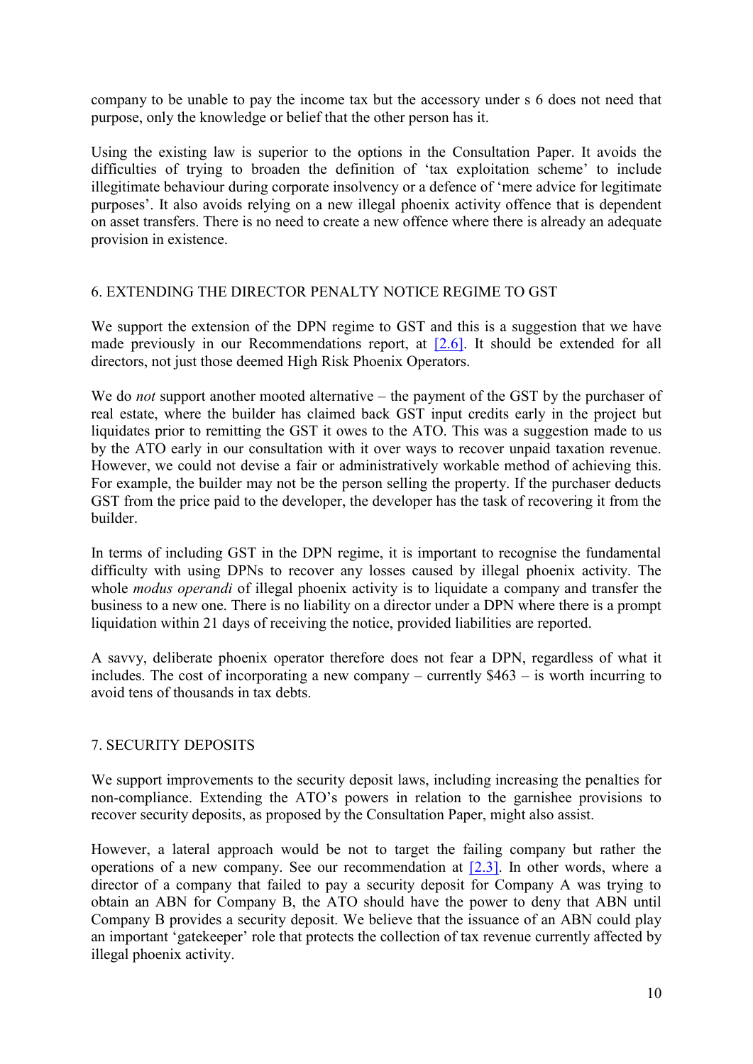company to be unable to pay the income tax but the accessory under s 6 does not need that purpose, only the knowledge or belief that the other person has it.

Using the existing law is superior to the options in the Consultation Paper. It avoids the difficulties of trying to broaden the definition of 'tax exploitation scheme' to include illegitimate behaviour during corporate insolvency or a defence of 'mere advice for legitimate purposes'. It also avoids relying on a new illegal phoenix activity offence that is dependent on asset transfers. There is no need to create a new offence where there is already an adequate provision in existence.

## 6. EXTENDING THE DIRECTOR PENALTY NOTICE REGIME TO GST

We support the extension of the DPN regime to GST and this is a suggestion that we have made previously in our Recommendations report, at [2.6]. It should be extended for all directors, not just those deemed High Risk Phoenix Operators.

We do *not* support another mooted alternative – the payment of the GST by the purchaser of real estate, where the builder has claimed back GST input credits early in the project but liquidates prior to remitting the GST it owes to the ATO. This was a suggestion made to us by the ATO early in our consultation with it over ways to recover unpaid taxation revenue. However, we could not devise a fair or administratively workable method of achieving this. For example, the builder may not be the person selling the property. If the purchaser deducts GST from the price paid to the developer, the developer has the task of recovering it from the builder.

In terms of including GST in the DPN regime, it is important to recognise the fundamental difficulty with using DPNs to recover any losses caused by illegal phoenix activity. The whole *modus operandi* of illegal phoenix activity is to liquidate a company and transfer the business to a new one. There is no liability on a director under a DPN where there is a prompt liquidation within 21 days of receiving the notice, provided liabilities are reported.

A savvy, deliberate phoenix operator therefore does not fear a DPN, regardless of what it includes. The cost of incorporating a new company – currently $463 – is worth incurring to avoid tens of thousands in tax debts.

## 7. SECURITY DEPOSITS

We support improvements to the security deposit laws, including increasing the penalties for non-compliance. Extending the ATO's powers in relation to the garnishee provisions to recover security deposits, as proposed by the Consultation Paper, might also assist.

However, a lateral approach would be not to target the failing company but rather the operations of a new company. See our recommendation at [2.3]. In other words, where a director of a company that failed to pay a security deposit for Company A was trying to obtain an ABN for Company B, the ATO should have the power to deny that ABN until Company B provides a security deposit. We believe that the issuance of an ABN could play an important 'gatekeeper' role that protects the collection of tax revenue currently affected by illegal phoenix activity.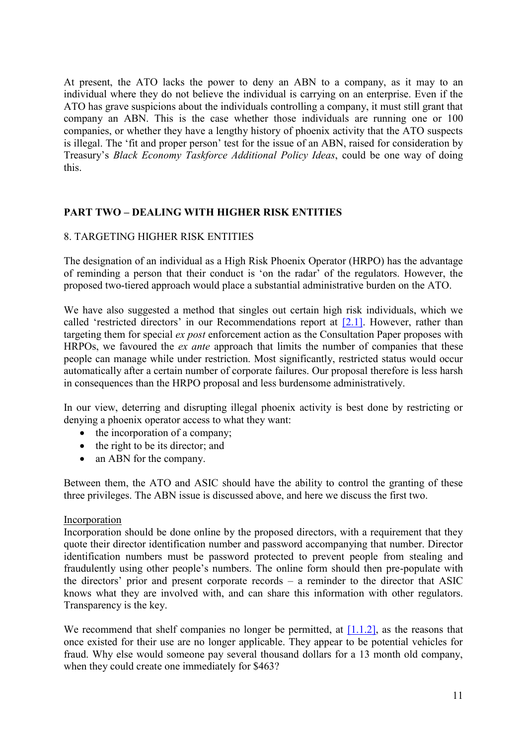At present, the ATO lacks the power to deny an ABN to a company, as it may to an individual where they do not believe the individual is carrying on an enterprise. Even if the ATO has grave suspicions about the individuals controlling a company, it must still grant that company an ABN. This is the case whether those individuals are running one or 100 companies, or whether they have a lengthy history of phoenix activity that the ATO suspects is illegal. The 'fit and proper person' test for the issue of an ABN, raised for consideration by Treasury's *Black Economy Taskforce Additional Policy Ideas*, could be one way of doing this.

## PART TWO – DEALING WITH HIGHER RISK ENTITIES

### 8. TARGETING HIGHER RISK ENTITIES

The designation of an individual as a High Risk Phoenix Operator (HRPO) has the advantage of reminding a person that their conduct is 'on the radar' of the regulators. However, the proposed two-tiered approach would place a substantial administrative burden on the ATO.

We have also suggested a method that singles out certain high risk individuals, which we called 'restricted directors' in our Recommendations report at [2.1]. However, rather than targeting them for special *ex post* enforcement action as the Consultation Paper proposes with HRPOs, we favoured the *ex ante* approach that limits the number of companies that these people can manage while under restriction. Most significantly, restricted status would occur automatically after a certain number of corporate failures. Our proposal therefore is less harsh in consequences than the HRPO proposal and less burdensome administratively.

In our view, deterring and disrupting illegal phoenix activity is best done by restricting or denying a phoenix operator access to what they want:

- the incorporation of a company;
- the right to be its director; and
- an ABN for the company.

Between them, the ATO and ASIC should have the ability to control the granting of these three privileges. The ABN issue is discussed above, and here we discuss the first two.

<u>Incorporation</u>

Incorporation should be done online by the proposed directors, with a requirement that they quote their director identification number and password accompanying that number. Director identification numbers must be password protected to prevent people from stealing and fraudulently using other people's numbers. The online form should then pre-populate with the directors' prior and present corporate records – a reminder to the director that ASIC knows what they are involved with, and can share this information with other regulators. Transparency is the key.

We recommend that shelf companies no longer be permitted, at [1.1.2], as the reasons that once existed for their use are no longer applicable. They appear to be potential vehicles for fraud. Why else would someone pay several thousand dollars for a 13 month old company, when they could create one immediately for $463?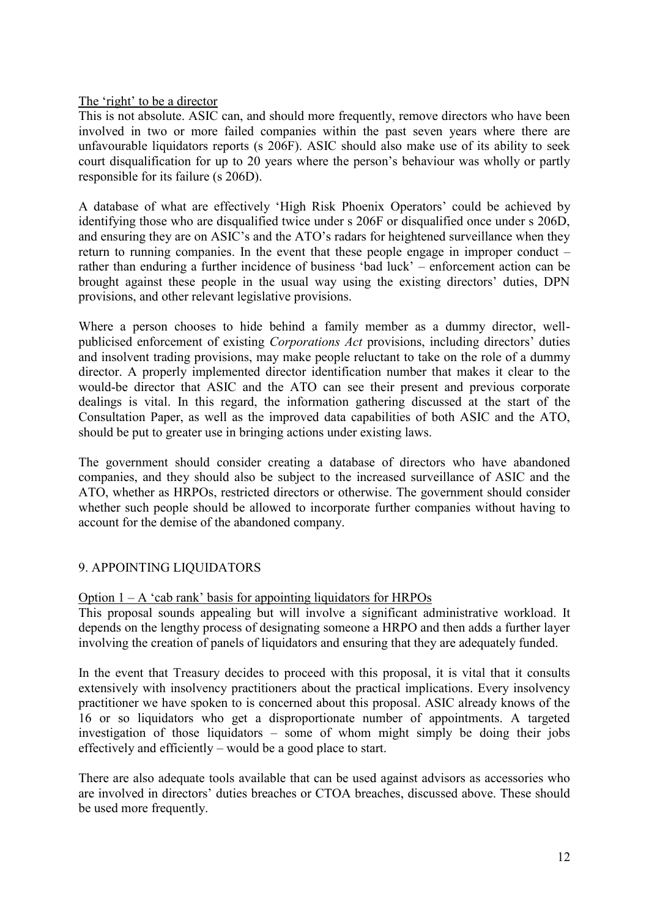The 'right' to be a director

This is not absolute. ASIC can, and should more frequently, remove directors who have been involved in two or more failed companies within the past seven years where there are unfavourable liquidators reports (s 206F). ASIC should also make use of its ability to seek court disqualification for up to 20 years where the person's behaviour was wholly or partly responsible for its failure (s 206D).

A database of what are effectively 'High Risk Phoenix Operators' could be achieved by identifying those who are disqualified twice under s 206F or disqualified once under s 206D, and ensuring they are on ASIC's and the ATO's radars for heightened surveillance when they return to running companies. In the event that these people engage in improper conduct – rather than enduring a further incidence of business 'bad luck' – enforcement action can be brought against these people in the usual way using the existing directors' duties, DPN provisions, and other relevant legislative provisions.

Where a person chooses to hide behind a family member as a dummy director, well-publicised enforcement of existing *Corporations Act* provisions, including directors' duties and insolvent trading provisions, may make people reluctant to take on the role of a dummy director. A properly implemented director identification number that makes it clear to the would-be director that ASIC and the ATO can see their present and previous corporate dealings is vital. In this regard, the information gathering discussed at the start of the Consultation Paper, as well as the improved data capabilities of both ASIC and the ATO, should be put to greater use in bringing actions under existing laws.

The government should consider creating a database of directors who have abandoned companies, and they should also be subject to the increased surveillance of ASIC and the ATO, whether as HRPOs, restricted directors or otherwise. The government should consider whether such people should be allowed to incorporate further companies without having to account for the demise of the abandoned company.

## 9. APPOINTING LIQUIDATORS

Option 1 – A 'cab rank' basis for appointing liquidators for HRPOs

This proposal sounds appealing but will involve a significant administrative workload. It depends on the lengthy process of designating someone a HRPO and then adds a further layer involving the creation of panels of liquidators and ensuring that they are adequately funded.

In the event that Treasury decides to proceed with this proposal, it is vital that it consults extensively with insolvency practitioners about the practical implications. Every insolvency practitioner we have spoken to is concerned about this proposal. ASIC already knows of the 16 or so liquidators who get a disproportionate number of appointments. A targeted investigation of those liquidators – some of whom might simply be doing their jobs effectively and efficiently – would be a good place to start.

There are also adequate tools available that can be used against advisors as accessories who are involved in directors' duties breaches or CTOA breaches, discussed above. These should be used more frequently.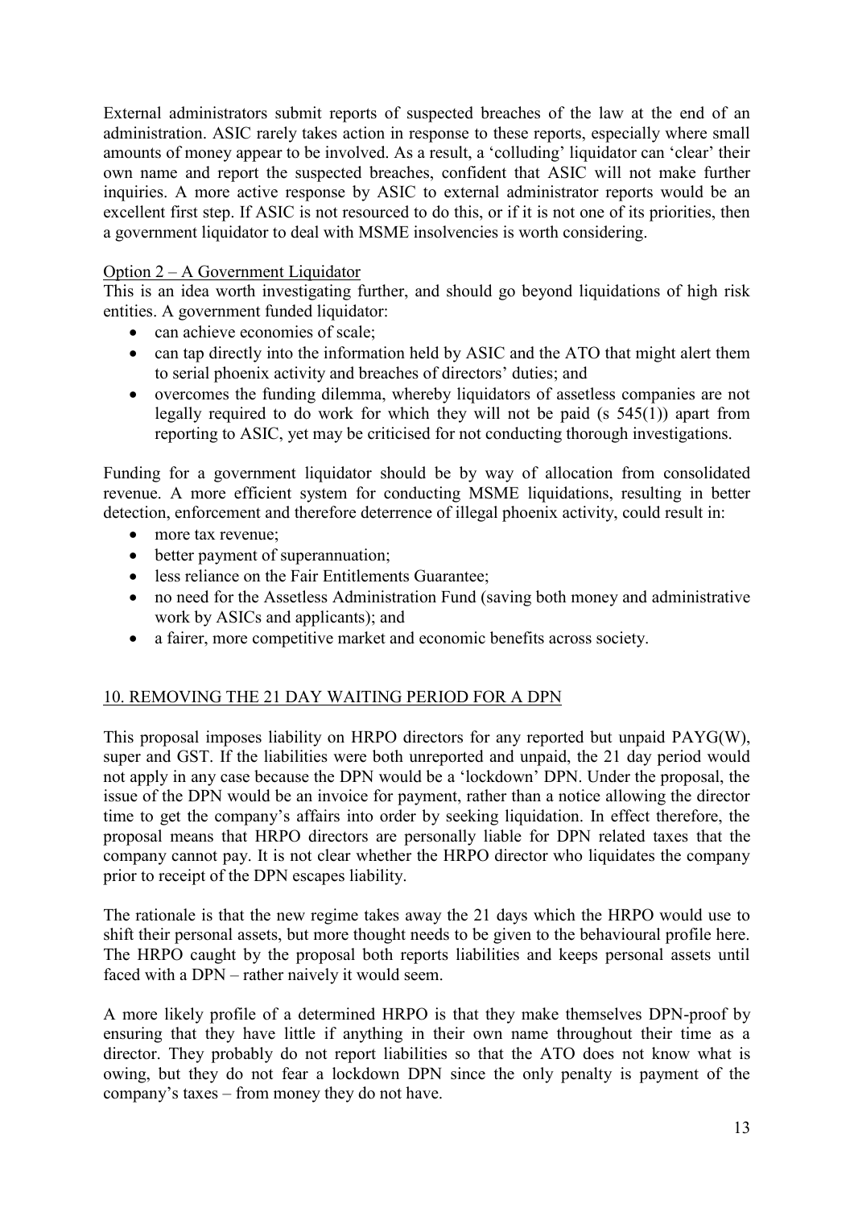External administrators submit reports of suspected breaches of the law at the end of an administration. ASIC rarely takes action in response to these reports, especially where small amounts of money appear to be involved. As a result, a 'colluding' liquidator can 'clear' their own name and report the suspected breaches, confident that ASIC will not make further inquiries. A more active response by ASIC to external administrator reports would be an excellent first step. If ASIC is not resourced to do this, or if it is not one of its priorities, then a government liquidator to deal with MSME insolvencies is worth considering.

Option 2 – A Government Liquidator

This is an idea worth investigating further, and should go beyond liquidations of high risk entities. A government funded liquidator:

- can achieve economies of scale;
- can tap directly into the information held by ASIC and the ATO that might alert them to serial phoenix activity and breaches of directors' duties; and
- overcomes the funding dilemma, whereby liquidators of assetless companies are not legally required to do work for which they will not be paid (s 545(1)) apart from reporting to ASIC, yet may be criticised for not conducting thorough investigations.

Funding for a government liquidator should be by way of allocation from consolidated revenue. A more efficient system for conducting MSME liquidations, resulting in better detection, enforcement and therefore deterrence of illegal phoenix activity, could result in:

- more tax revenue;
- better payment of superannuation;
- less reliance on the Fair Entitlements Guarantee;
- no need for the Assetless Administration Fund (saving both money and administrative work by ASICs and applicants); and
- a fairer, more competitive market and economic benefits across society.

## 10. REMOVING THE 21 DAY WAITING PERIOD FOR A DPN

This proposal imposes liability on HRPO directors for any reported but unpaid PAYG(W), super and GST. If the liabilities were both unreported and unpaid, the 21 day period would not apply in any case because the DPN would be a 'lockdown' DPN. Under the proposal, the issue of the DPN would be an invoice for payment, rather than a notice allowing the director time to get the company's affairs into order by seeking liquidation. In effect therefore, the proposal means that HRPO directors are personally liable for DPN related taxes that the company cannot pay. It is not clear whether the HRPO director who liquidates the company prior to receipt of the DPN escapes liability.

The rationale is that the new regime takes away the 21 days which the HRPO would use to shift their personal assets, but more thought needs to be given to the behavioural profile here. The HRPO caught by the proposal both reports liabilities and keeps personal assets until faced with a DPN – rather naively it would seem.

A more likely profile of a determined HRPO is that they make themselves DPN-proof by ensuring that they have little if anything in their own name throughout their time as a director. They probably do not report liabilities so that the ATO does not know what is owing, but they do not fear a lockdown DPN since the only penalty is payment of the company's taxes – from money they do not have.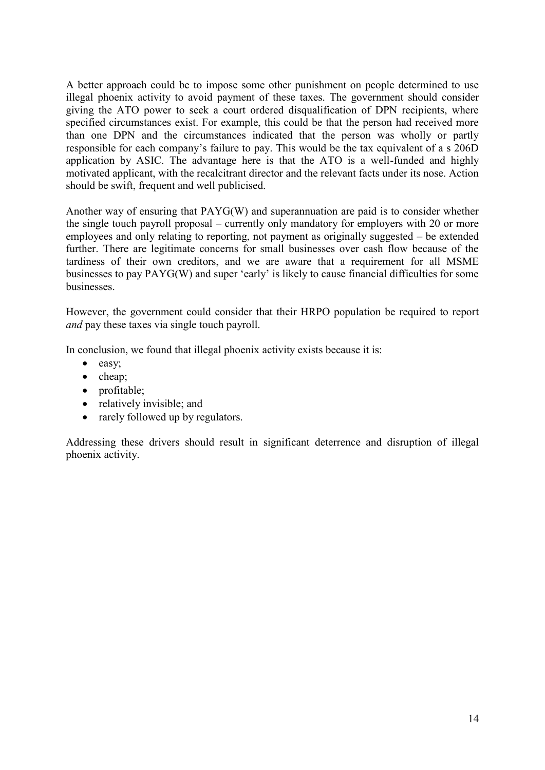A better approach could be to impose some other punishment on people determined to use illegal phoenix activity to avoid payment of these taxes. The government should consider giving the ATO power to seek a court ordered disqualification of DPN recipients, where specified circumstances exist. For example, this could be that the person had received more than one DPN and the circumstances indicated that the person was wholly or partly responsible for each company's failure to pay. This would be the tax equivalent of a s 206D application by ASIC. The advantage here is that the ATO is a well-funded and highly motivated applicant, with the recalcitrant director and the relevant facts under its nose. Action should be swift, frequent and well publicised.

Another way of ensuring that PAYG(W) and superannuation are paid is to consider whether the single touch payroll proposal – currently only mandatory for employers with 20 or more employees and only relating to reporting, not payment as originally suggested – be extended further. There are legitimate concerns for small businesses over cash flow because of the tardiness of their own creditors, and we are aware that a requirement for all MSME businesses to pay PAYG(W) and super 'early' is likely to cause financial difficulties for some businesses.

However, the government could consider that their HRPO population be required to report *and* pay these taxes via single touch payroll.

In conclusion, we found that illegal phoenix activity exists because it is:

- easy;
- cheap;
- profitable;
- relatively invisible; and
- rarely followed up by regulators.

Addressing these drivers should result in significant deterrence and disruption of illegal phoenix activity.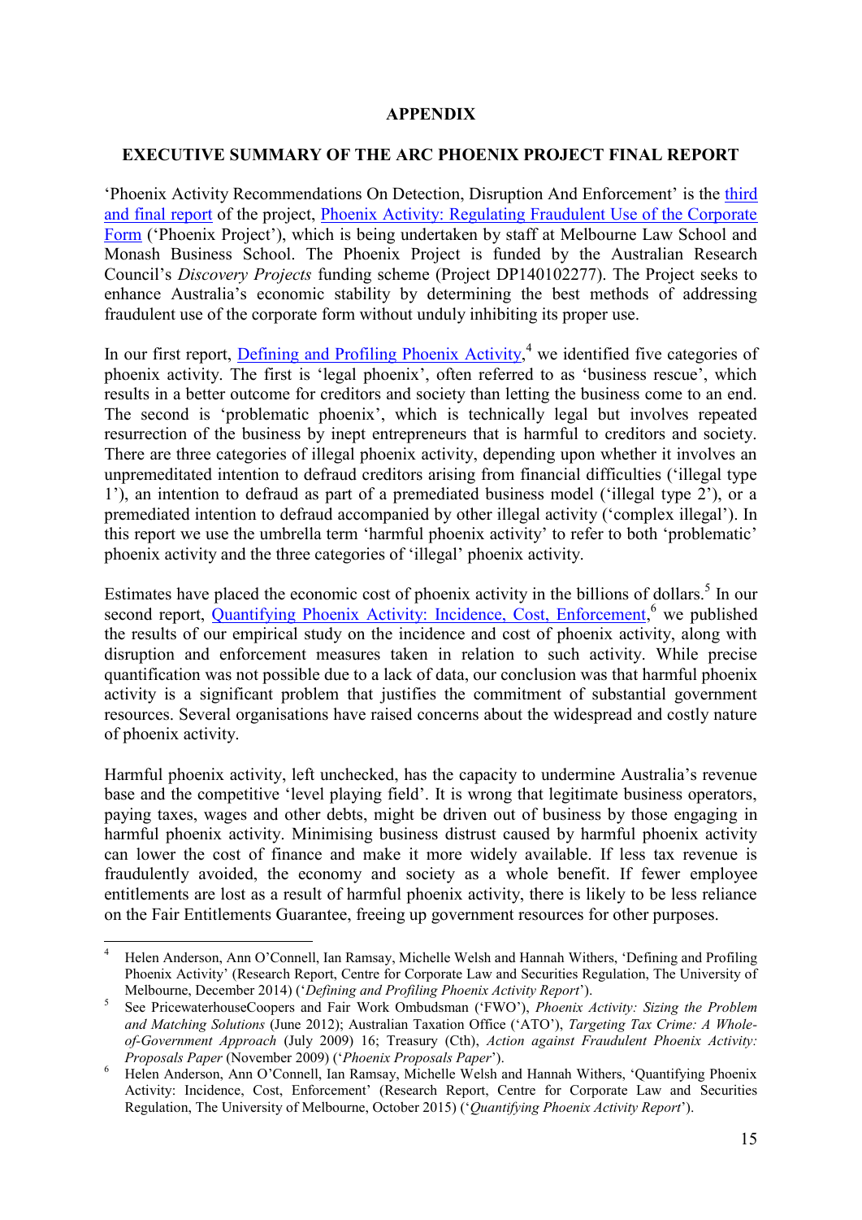# APPENDIX

## EXECUTIVE SUMMARY OF THE ARC PHOENIX PROJECT FINAL REPORT

'Phoenix Activity Recommendations On Detection, Disruption And Enforcement' is the third and final report of the project, Phoenix Activity: Regulating Fraudulent Use of the Corporate Form ('Phoenix Project'), which is being undertaken by staff at Melbourne Law School and Monash Business School. The Phoenix Project is funded by the Australian Research Council's *Discovery Projects* funding scheme (Project DP140102277). The Project seeks to enhance Australia's economic stability by determining the best methods of addressing fraudulent use of the corporate form without unduly inhibiting its proper use.

In our first report, Defining and Profiling Phoenix Activity,[4] we identified five categories of phoenix activity. The first is 'legal phoenix', often referred to as 'business rescue', which results in a better outcome for creditors and society than letting the business come to an end. The second is 'problematic phoenix', which is technically legal but involves repeated resurrection of the business by inept entrepreneurs that is harmful to creditors and society. There are three categories of illegal phoenix activity, depending upon whether it involves an unpremeditated intention to defraud creditors arising from financial difficulties ('illegal type 1'), an intention to defraud as part of a premediated business model ('illegal type 2'), or a premediated intention to defraud accompanied by other illegal activity ('complex illegal'). In this report we use the umbrella term 'harmful phoenix activity' to refer to both 'problematic' phoenix activity and the three categories of 'illegal' phoenix activity.

Estimates have placed the economic cost of phoenix activity in the billions of dollars.[5] In our second report, Quantifying Phoenix Activity: Incidence, Cost, Enforcement,[6] we published the results of our empirical study on the incidence and cost of phoenix activity, along with disruption and enforcement measures taken in relation to such activity. While precise quantification was not possible due to a lack of data, our conclusion was that harmful phoenix activity is a significant problem that justifies the commitment of substantial government resources. Several organisations have raised concerns about the widespread and costly nature of phoenix activity.

Harmful phoenix activity, left unchecked, has the capacity to undermine Australia's revenue base and the competitive 'level playing field'. It is wrong that legitimate business operators, paying taxes, wages and other debts, might be driven out of business by those engaging in harmful phoenix activity. Minimising business distrust caused by harmful phoenix activity can lower the cost of finance and make it more widely available. If less tax revenue is fraudulently avoided, the economy and society as a whole benefit. If fewer employee entitlements are lost as a result of harmful phoenix activity, there is likely to be less reliance on the Fair Entitlements Guarantee, freeing up government resources for other purposes.

---

[4] Helen Anderson, Ann O'Connell, Ian Ramsay, Michelle Welsh and Hannah Withers, 'Defining and Profiling Phoenix Activity' (Research Report, Centre for Corporate Law and Securities Regulation, The University of Melbourne, December 2014) ('*Defining and Profiling Phoenix Activity Report*').

[5] See PricewaterhouseCoopers and Fair Work Ombudsman ('FWO'), *Phoenix Activity: Sizing the Problem and Matching Solutions* (June 2012); Australian Taxation Office ('ATO'), *Targeting Tax Crime: A Whole-of-Government Approach* (July 2009) 16; Treasury (Cth), *Action against Fraudulent Phoenix Activity: Proposals Paper* (November 2009) ('*Phoenix Proposals Paper*').

[6] Helen Anderson, Ann O'Connell, Ian Ramsay, Michelle Welsh and Hannah Withers, 'Quantifying Phoenix Activity: Incidence, Cost, Enforcement' (Research Report, Centre for Corporate Law and Securities Regulation, The University of Melbourne, October 2015) ('*Quantifying Phoenix Activity Report*').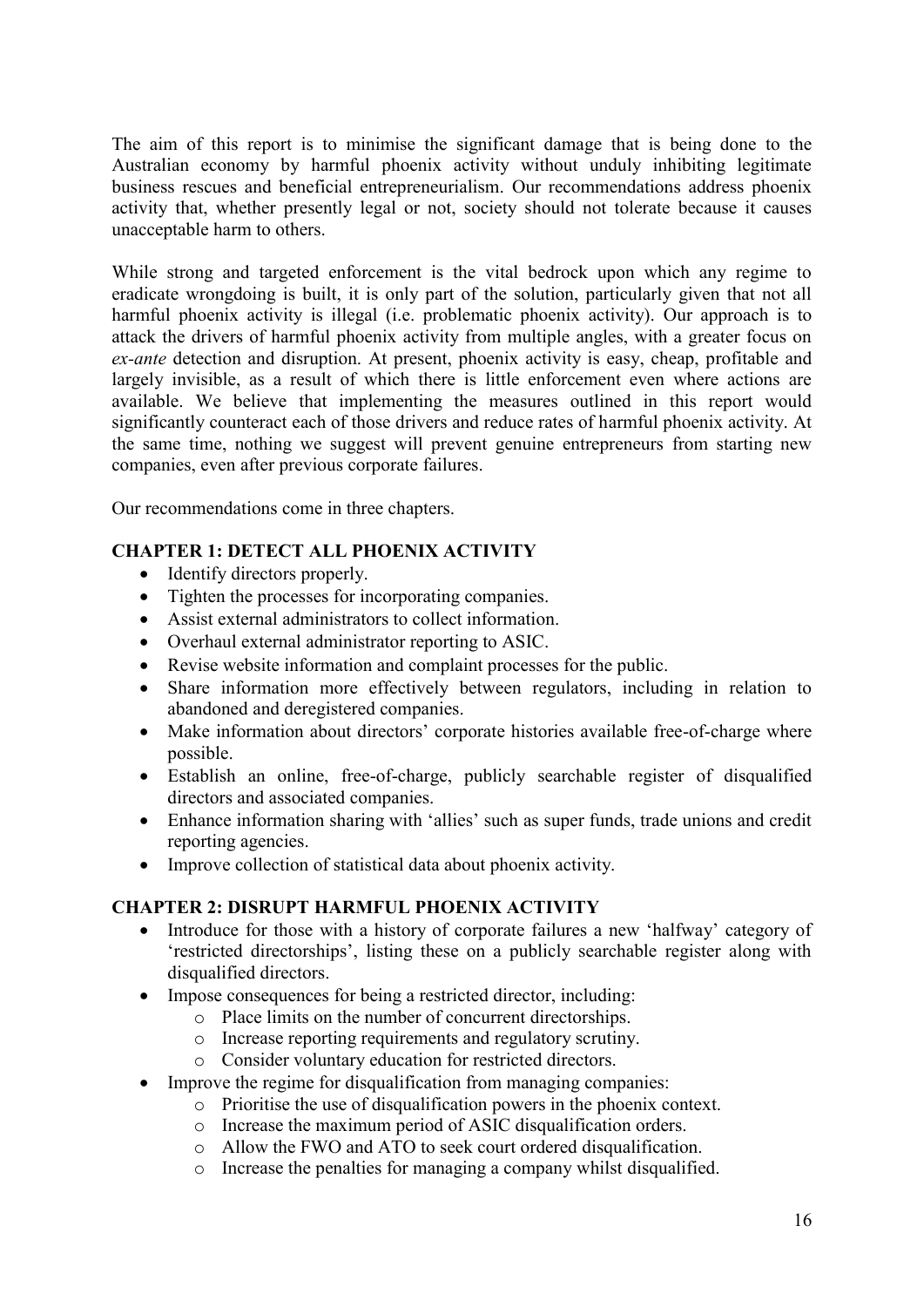The aim of this report is to minimise the significant damage that is being done to the Australian economy by harmful phoenix activity without unduly inhibiting legitimate business rescues and beneficial entrepreneurialism. Our recommendations address phoenix activity that, whether presently legal or not, society should not tolerate because it causes unacceptable harm to others.

While strong and targeted enforcement is the vital bedrock upon which any regime to eradicate wrongdoing is built, it is only part of the solution, particularly given that not all harmful phoenix activity is illegal (i.e. problematic phoenix activity). Our approach is to attack the drivers of harmful phoenix activity from multiple angles, with a greater focus on *ex-ante* detection and disruption. At present, phoenix activity is easy, cheap, profitable and largely invisible, as a result of which there is little enforcement even where actions are available. We believe that implementing the measures outlined in this report would significantly counteract each of those drivers and reduce rates of harmful phoenix activity. At the same time, nothing we suggest will prevent genuine entrepreneurs from starting new companies, even after previous corporate failures.

Our recommendations come in three chapters.

**CHAPTER 1: DETECT ALL PHOENIX ACTIVITY**

- Identify directors properly.
- Tighten the processes for incorporating companies.
- Assist external administrators to collect information.
- Overhaul external administrator reporting to ASIC.
- Revise website information and complaint processes for the public.
- Share information more effectively between regulators, including in relation to abandoned and deregistered companies.
- Make information about directors' corporate histories available free-of-charge where possible.
- Establish an online, free-of-charge, publicly searchable register of disqualified directors and associated companies.
- Enhance information sharing with 'allies' such as super funds, trade unions and credit reporting agencies.
- Improve collection of statistical data about phoenix activity.

**CHAPTER 2: DISRUPT HARMFUL PHOENIX ACTIVITY**

- Introduce for those with a history of corporate failures a new 'halfway' category of 'restricted directorships', listing these on a publicly searchable register along with disqualified directors.
- Impose consequences for being a restricted director, including:
  - Place limits on the number of concurrent directorships.
  - Increase reporting requirements and regulatory scrutiny.
  - Consider voluntary education for restricted directors.
- Improve the regime for disqualification from managing companies:
  - Prioritise the use of disqualification powers in the phoenix context.
  - Increase the maximum period of ASIC disqualification orders.
  - Allow the FWO and ATO to seek court ordered disqualification.
  - Increase the penalties for managing a company whilst disqualified.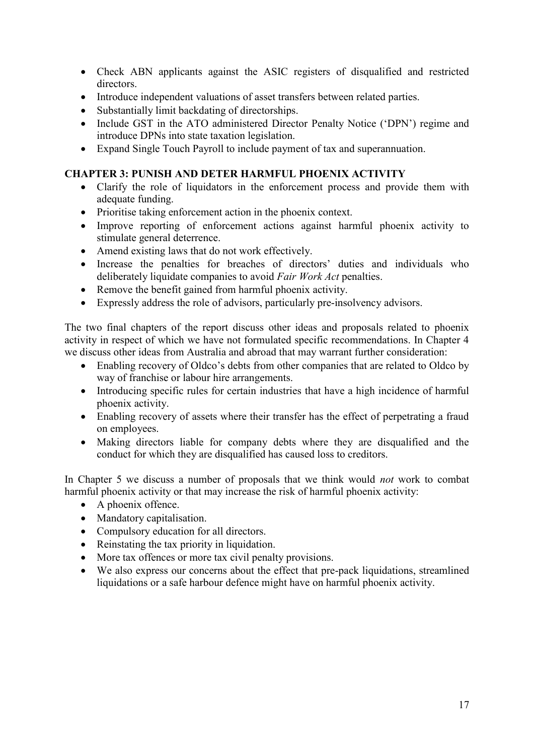- Check ABN applicants against the ASIC registers of disqualified and restricted directors.
- Introduce independent valuations of asset transfers between related parties.
- Substantially limit backdating of directorships.
- Include GST in the ATO administered Director Penalty Notice ('DPN') regime and introduce DPNs into state taxation legislation.
- Expand Single Touch Payroll to include payment of tax and superannuation.

## CHAPTER 3: PUNISH AND DETER HARMFUL PHOENIX ACTIVITY

- Clarify the role of liquidators in the enforcement process and provide them with adequate funding.
- Prioritise taking enforcement action in the phoenix context.
- Improve reporting of enforcement actions against harmful phoenix activity to stimulate general deterrence.
- Amend existing laws that do not work effectively.
- Increase the penalties for breaches of directors' duties and individuals who deliberately liquidate companies to avoid *Fair Work Act* penalties.
- Remove the benefit gained from harmful phoenix activity.
- Expressly address the role of advisors, particularly pre-insolvency advisors.

The two final chapters of the report discuss other ideas and proposals related to phoenix activity in respect of which we have not formulated specific recommendations. In Chapter 4 we discuss other ideas from Australia and abroad that may warrant further consideration:

- Enabling recovery of Oldco's debts from other companies that are related to Oldco by way of franchise or labour hire arrangements.
- Introducing specific rules for certain industries that have a high incidence of harmful phoenix activity.
- Enabling recovery of assets where their transfer has the effect of perpetrating a fraud on employees.
- Making directors liable for company debts where they are disqualified and the conduct for which they are disqualified has caused loss to creditors.

In Chapter 5 we discuss a number of proposals that we think would *not* work to combat harmful phoenix activity or that may increase the risk of harmful phoenix activity:

- A phoenix offence.
- Mandatory capitalisation.
- Compulsory education for all directors.
- Reinstating the tax priority in liquidation.
- More tax offences or more tax civil penalty provisions.
- We also express our concerns about the effect that pre-pack liquidations, streamlined liquidations or a safe harbour defence might have on harmful phoenix activity.